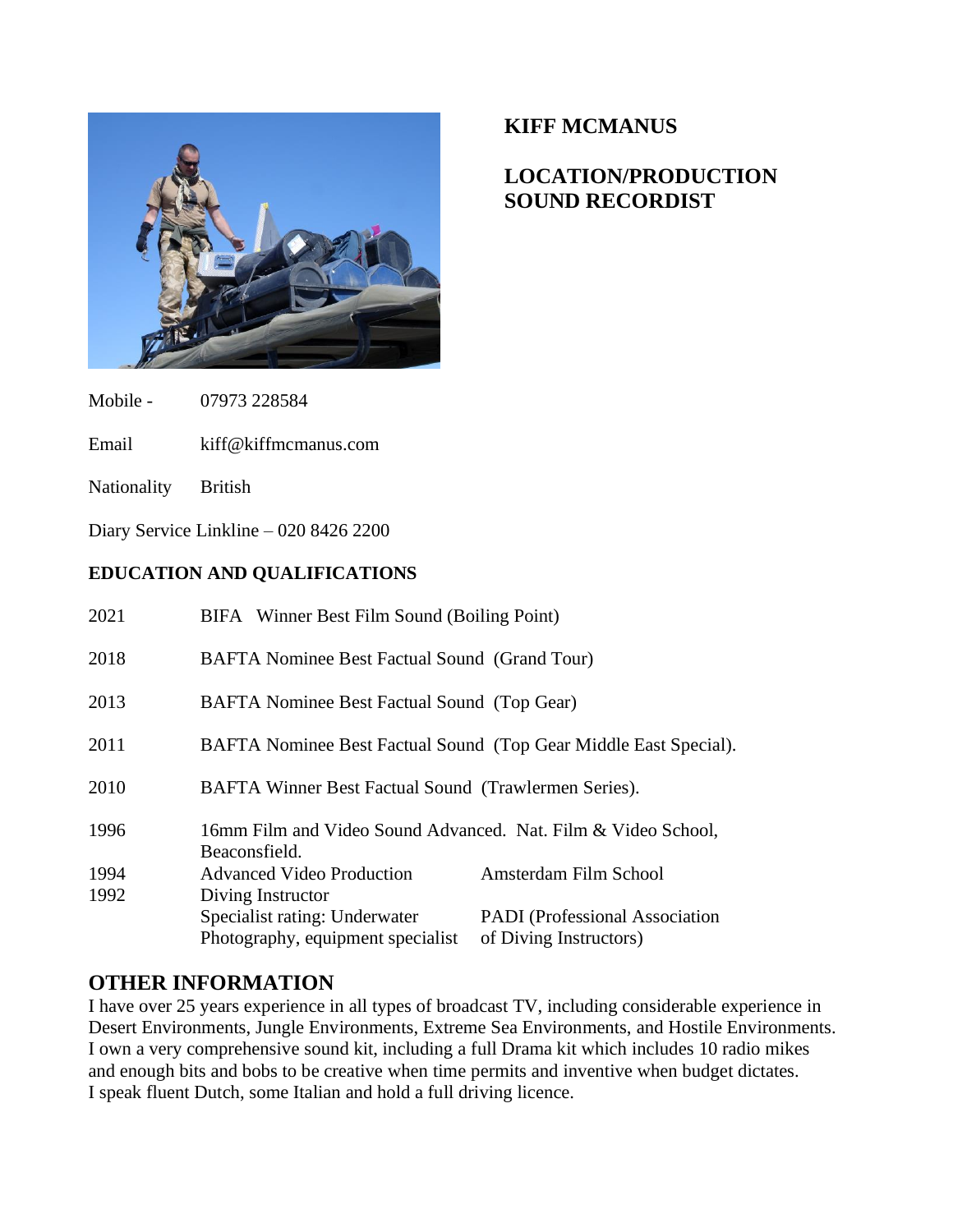# KIFF MCMANUS

## LOCATION/PRODUCTION SOUND RECORDIST

Mobile - 07973 228584

Email kiff@kiffmcmanus.com

Nationality British

Diary Service Linkline – 020 8426 2200

## EDUCATION AND QUALIFICATIONS

| | | |
|---|---|---|
| 2021 | BIFA Winner Best Film Sound (Boiling Point) | |
| 2018 | BAFTA Nominee Best Factual Sound (Grand Tour) | |
| 2013 | BAFTA Nominee Best Factual Sound (Top Gear) | |
| 2011 | BAFTA Nominee Best Factual Sound (Top Gear Middle East Special). | |
| 2010 | BAFTA Winner Best Factual Sound (Trawlermen Series). | |
| 1996 | 16mm Film and Video Sound Advanced. Nat. Film & Video School, Beaconsfield. | |
| 1994 | Advanced Video Production | Amsterdam Film School |
| 1992 | Diving Instructor<br>Specialist rating: Underwater Photography, equipment specialist | PADI (Professional Association of Diving Instructors) |

## OTHER INFORMATION

I have over 25 years experience in all types of broadcast TV, including considerable experience in Desert Environments, Jungle Environments, Extreme Sea Environments, and Hostile Environments. I own a very comprehensive sound kit, including a full Drama kit which includes 10 radio mikes and enough bits and bobs to be creative when time permits and inventive when budget dictates. I speak fluent Dutch, some Italian and hold a full driving licence.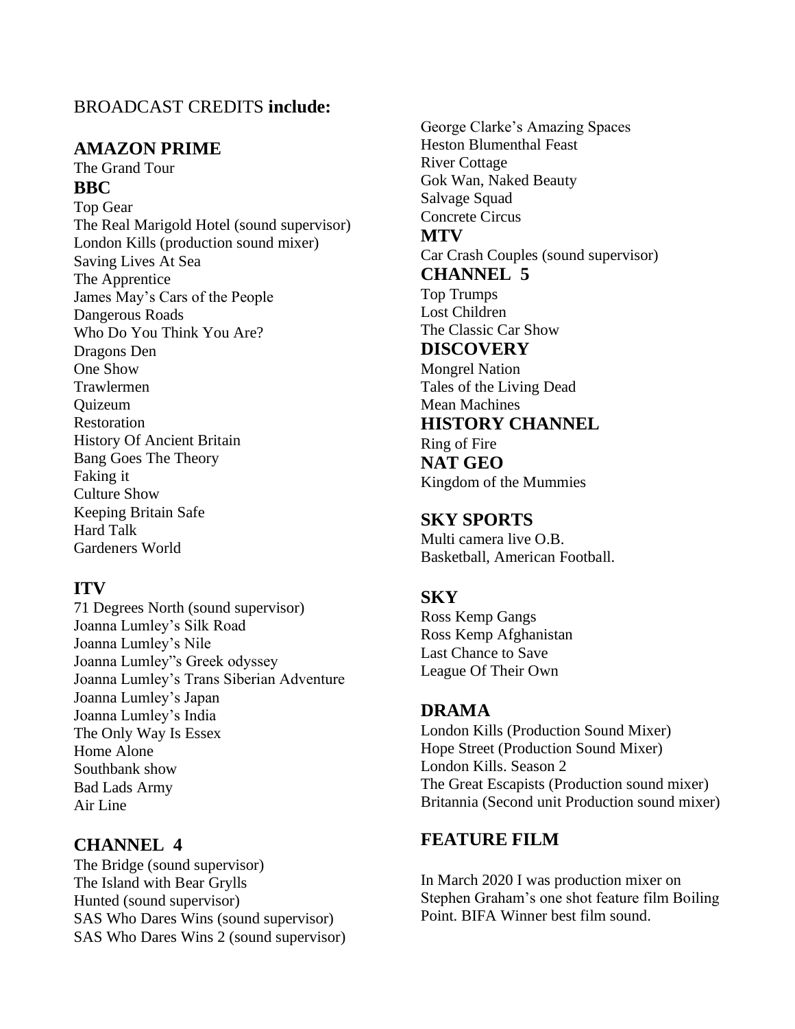BROADCAST CREDITS **include:**

## AMAZON PRIME

The Grand Tour

## BBC

Top Gear
The Real Marigold Hotel (sound supervisor)
London Kills (production sound mixer)
Saving Lives At Sea
The Apprentice
James May's Cars of the People
Dangerous Roads
Who Do You Think You Are?
Dragons Den
One Show
Trawlermen
Quizeum
Restoration
History Of Ancient Britain
Bang Goes The Theory
Faking it
Culture Show
Keeping Britain Safe
Hard Talk
Gardeners World

## ITV

71 Degrees North (sound supervisor)
Joanna Lumley's Silk Road
Joanna Lumley's Nile
Joanna Lumley"s Greek odyssey
Joanna Lumley's Trans Siberian Adventure
Joanna Lumley's Japan
Joanna Lumley's India
The Only Way Is Essex
Home Alone
Southbank show
Bad Lads Army
Air Line

## CHANNEL 4

The Bridge (sound supervisor)
The Island with Bear Grylls
Hunted (sound supervisor)
SAS Who Dares Wins (sound supervisor)
SAS Who Dares Wins 2 (sound supervisor)
George Clarke's Amazing Spaces
Heston Blumenthal Feast
River Cottage
Gok Wan, Naked Beauty
Salvage Squad
Concrete Circus

## MTV

Car Crash Couples (sound supervisor)

## CHANNEL 5

Top Trumps
Lost Children
The Classic Car Show

## DISCOVERY

Mongrel Nation
Tales of the Living Dead
Mean Machines

## HISTORY CHANNEL

Ring of Fire

## NAT GEO

Kingdom of the Mummies

## SKY SPORTS

Multi camera live O.B.
Basketball, American Football.

## SKY

Ross Kemp Gangs
Ross Kemp Afghanistan
Last Chance to Save
League Of Their Own

## DRAMA

London Kills (Production Sound Mixer)
Hope Street (Production Sound Mixer)
London Kills. Season 2
The Great Escapists (Production sound mixer)
Britannia (Second unit Production sound mixer)

## FEATURE FILM

In March 2020 I was production mixer on Stephen Graham's one shot feature film Boiling Point. BIFA Winner best film sound.